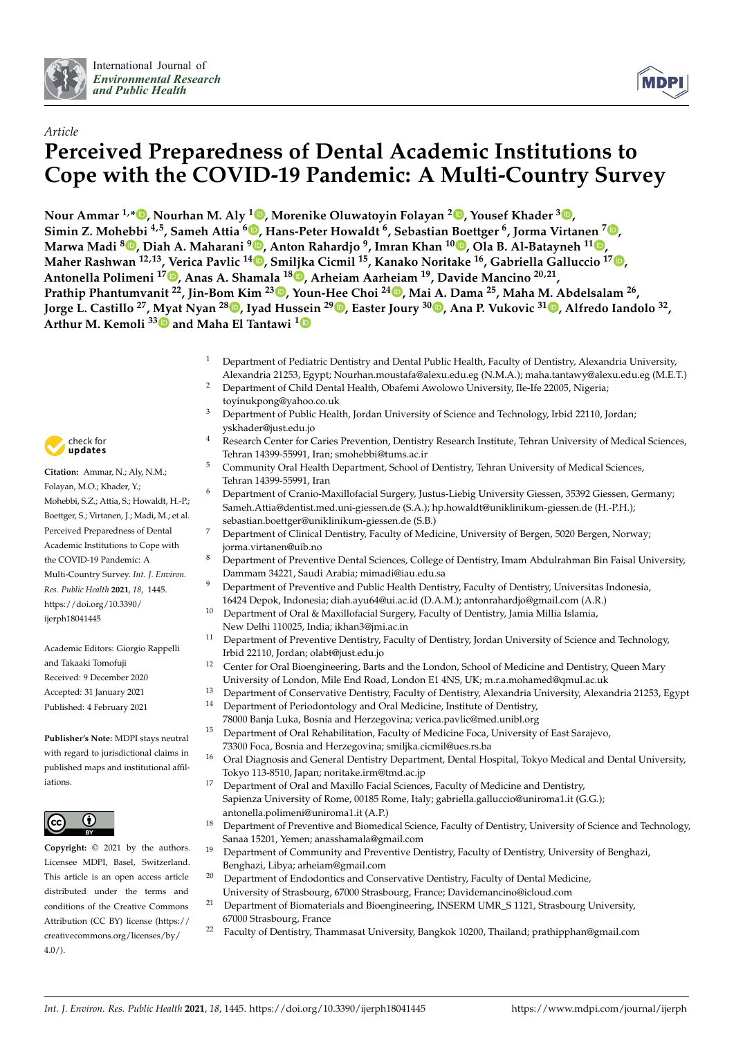International Journal of *Environmental Research and Public Health*

*Article*

# Perceived Preparedness of Dental Academic Institutions to Cope with the COVID-19 Pandemic: A Multi-Country Survey

**Nour Ammar [1,*], Nourhan M. Aly [1], Morenike Oluwatoyin Folayan [2], Yousef Khader [3], Simin Z. Mohebbi [4,5], Sameh Attia [6], Hans-Peter Howaldt [6], Sebastian Boettger [6], Jorma Virtanen [7], Marwa Madi [8], Diah A. Maharani [9], Anton Rahardjo [9], Imran Khan [10], Ola B. Al-Batayneh [11], Maher Rashwan [12,13], Verica Pavlic [14], Smiljka Cicmil [15], Kanako Noritake [16], Gabriella Galluccio [17], Antonella Polimeni [17], Anas A. Shamala [18], Arheiam Aarheiam [19], Davide Mancino [20,21], Prathip Phantumvanit [22], Jin-Bom Kim [23], Youn-Hee Choi [24], Mai A. Dama [25], Maha M. Abdelsalam [26], Jorge L. Castillo [27], Myat Nyan [28], Iyad Hussein [29], Easter Joury [30], Ana P. Vukovic [31], Alfredo Iandolo [32], Arthur M. Kemoli [33] and Maha El Tantawi [1]**

[1] Department of Pediatric Dentistry and Dental Public Health, Faculty of Dentistry, Alexandria University, Alexandria 21253, Egypt; Nourhan.moustafa@alexu.edu.eg (N.M.A.); maha.tantawy@alexu.edu.eg (M.E.T.)
[2] Department of Child Dental Health, Obafemi Awolowo University, Ile-Ife 22005, Nigeria; toyinukpong@yahoo.co.uk
[3] Department of Public Health, Jordan University of Science and Technology, Irbid 22110, Jordan; yskhader@just.edu.jo
[4] Research Center for Caries Prevention, Dentistry Research Institute, Tehran University of Medical Sciences, Tehran 14399-55991, Iran; smohebbi@tums.ac.ir
[5] Community Oral Health Department, School of Dentistry, Tehran University of Medical Sciences, Tehran 14399-55991, Iran
[6] Department of Cranio-Maxillofacial Surgery, Justus-Liebig University Giessen, 35392 Giessen, Germany; Sameh.Attia@dentist.med.uni-giessen.de (S.A.); hp.howaldt@uniklinikum-giessen.de (H.-P.H.); sebastian.boettger@uniklinikum-giessen.de (S.B.)
[7] Department of Clinical Dentistry, Faculty of Medicine, University of Bergen, 5020 Bergen, Norway; jorma.virtanen@uib.no
[8] Department of Preventive Dental Sciences, College of Dentistry, Imam Abdulrahman Bin Faisal University, Dammam 34221, Saudi Arabia; mimadi@iau.edu.sa
[9] Department of Preventive and Public Health Dentistry, Faculty of Dentistry, Universitas Indonesia, 16424 Depok, Indonesia; diah.ayu64@ui.ac.id (D.A.M.); antonrahardjo@gmail.com (A.R.)
[10] Department of Oral & Maxillofacial Surgery, Faculty of Dentistry, Jamia Millia Islamia, New Delhi 110025, India; ikhan3@jmi.ac.in
[11] Department of Preventive Dentistry, Faculty of Dentistry, Jordan University of Science and Technology, Irbid 22110, Jordan; olabt@just.edu.jo
[12] Center for Oral Bioengineering, Barts and the London, School of Medicine and Dentistry, Queen Mary University of London, Mile End Road, London E1 4NS, UK; m.r.a.mohamed@qmul.ac.uk
[13] Department of Conservative Dentistry, Faculty of Dentistry, Alexandria University, Alexandria 21253, Egypt
[14] Department of Periodontology and Oral Medicine, Institute of Dentistry, 78000 Banja Luka, Bosnia and Herzegovina; verica.pavlic@med.unibl.org
[15] Department of Oral Rehabilitation, Faculty of Medicine Foca, University of East Sarajevo, 73300 Foca, Bosnia and Herzegovina; smiljka.cicmil@ues.rs.ba
[16] Oral Diagnosis and General Dentistry Department, Dental Hospital, Tokyo Medical and Dental University, Tokyo 113-8510, Japan; noritake.irm@tmd.ac.jp
[17] Department of Oral and Maxillo Facial Sciences, Faculty of Medicine and Dentistry, Sapienza University of Rome, 00185 Rome, Italy; gabriella.galluccio@uniroma1.it (G.G.); antonella.polimeni@uniroma1.it (A.P.)
[18] Department of Preventive and Biomedical Science, Faculty of Dentistry, University of Science and Technology, Sanaa 15201, Yemen; anasshamala@gmail.com
[19] Department of Community and Preventive Dentistry, Faculty of Dentistry, University of Benghazi, Benghazi, Libya; arheiam@gmail.com
[20] Department of Endodontics and Conservative Dentistry, Faculty of Dental Medicine, University of Strasbourg, 67000 Strasbourg, France; Davidemancino@icloud.com
[21] Department of Biomaterials and Bioengineering, INSERM UMR_S 1121, Strasbourg University, 67000 Strasbourg, France
[22] Faculty of Dentistry, Thammasat University, Bangkok 10200, Thailand; prathipphan@gmail.com

**Citation:** Ammar, N.; Aly, N.M.; Folayan, M.O.; Khader, Y.; Mohebbi, S.Z.; Attia, S.; Howaldt, H.-P.; Boettger, S.; Virtanen, J.; Madi, M.; et al. Perceived Preparedness of Dental Academic Institutions to Cope with the COVID-19 Pandemic: A Multi-Country Survey. *Int. J. Environ. Res. Public Health* **2021**, *18*, 1445. https://doi.org/10.3390/ijerph18041445

Academic Editors: Giorgio Rappelli and Takaaki Tomofuji

Received: 9 December 2020
Accepted: 31 January 2021
Published: 4 February 2021

**Publisher's Note:** MDPI stays neutral with regard to jurisdictional claims in published maps and institutional affiliations.

**Copyright:** © 2021 by the authors. Licensee MDPI, Basel, Switzerland. This article is an open access article distributed under the terms and conditions of the Creative Commons Attribution (CC BY) license (https://creativecommons.org/licenses/by/4.0/).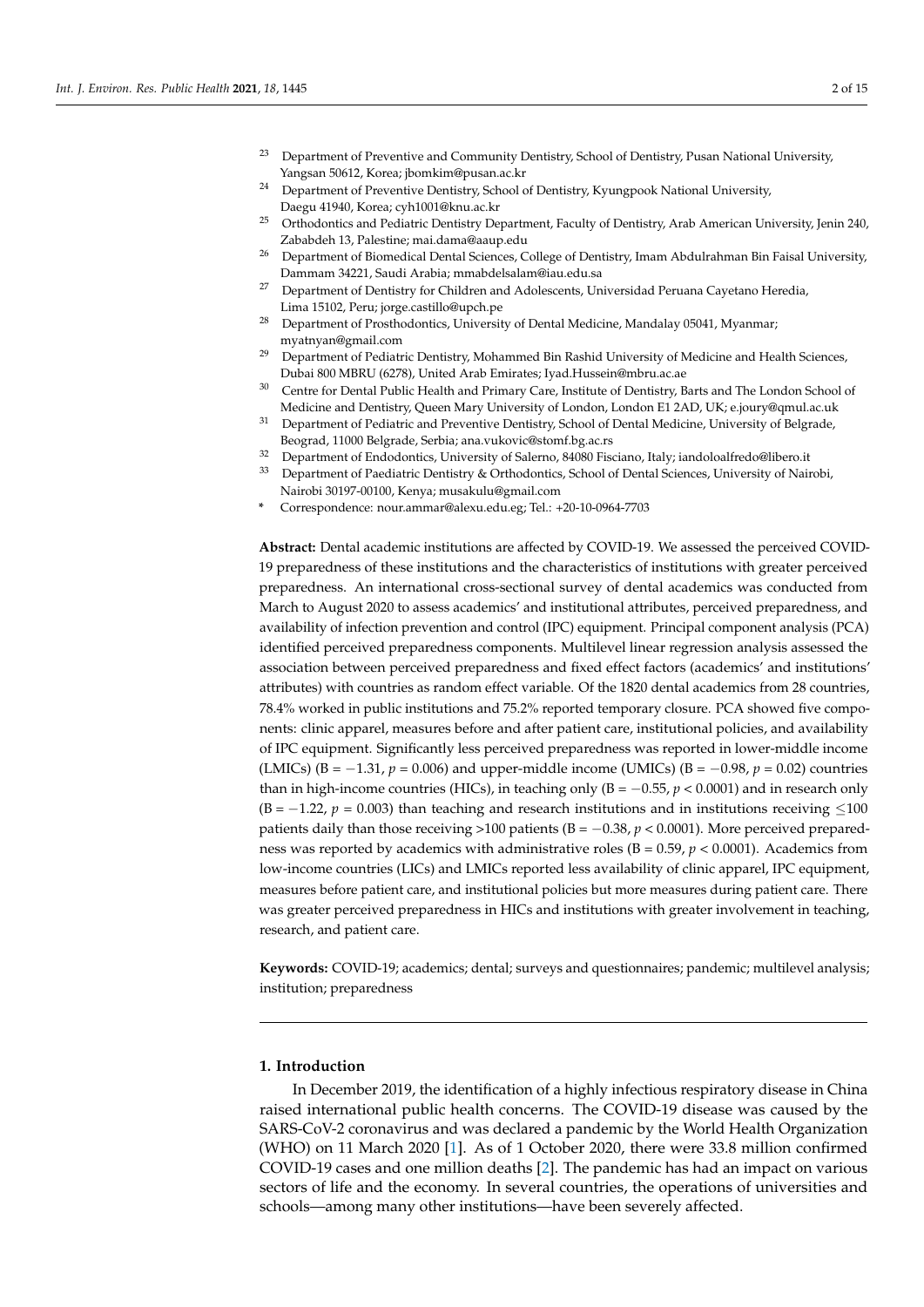[23] Department of Preventive and Community Dentistry, School of Dentistry, Pusan National University, Yangsan 50612, Korea; jbomkim@pusan.ac.kr

[24] Department of Preventive Dentistry, School of Dentistry, Kyungpook National University, Daegu 41940, Korea; cyh1001@knu.ac.kr

[25] Orthodontics and Pediatric Dentistry Department, Faculty of Dentistry, Arab American University, Jenin 240, Zababdeh 13, Palestine; mai.dama@aaup.edu

[26] Department of Biomedical Dental Sciences, College of Dentistry, Imam Abdulrahman Bin Faisal University, Dammam 34221, Saudi Arabia; mmabdelsalam@iau.edu.sa

[27] Department of Dentistry for Children and Adolescents, Universidad Peruana Cayetano Heredia, Lima 15102, Peru; jorge.castillo@upch.pe

[28] Department of Prosthodontics, University of Dental Medicine, Mandalay 05041, Myanmar; myatnyan@gmail.com

[29] Department of Pediatric Dentistry, Mohammed Bin Rashid University of Medicine and Health Sciences, Dubai 800 MBRU (6278), United Arab Emirates; Iyad.Hussein@mbru.ac.ae

[30] Centre for Dental Public Health and Primary Care, Institute of Dentistry, Barts and The London School of Medicine and Dentistry, Queen Mary University of London, London E1 2AD, UK; e.joury@qmul.ac.uk

[31] Department of Pediatric and Preventive Dentistry, School of Dental Medicine, University of Belgrade, Beograd, 11000 Belgrade, Serbia; ana.vukovic@stomf.bg.ac.rs

[32] Department of Endodontics, University of Salerno, 84080 Fisciano, Italy; iandoloalfredo@libero.it

[33] Department of Paediatric Dentistry & Orthodontics, School of Dental Sciences, University of Nairobi, Nairobi 30197-00100, Kenya; musakulu@gmail.com

\* Correspondence: nour.ammar@alexu.edu.eg; Tel.: +20-10-0964-7703

**Abstract:** Dental academic institutions are affected by COVID-19. We assessed the perceived COVID-19 preparedness of these institutions and the characteristics of institutions with greater perceived preparedness. An international cross-sectional survey of dental academics was conducted from March to August 2020 to assess academics' and institutional attributes, perceived preparedness, and availability of infection prevention and control (IPC) equipment. Principal component analysis (PCA) identified perceived preparedness components. Multilevel linear regression analysis assessed the association between perceived preparedness and fixed effect factors (academics' and institutions' attributes) with countries as random effect variable. Of the 1820 dental academics from 28 countries, 78.4% worked in public institutions and 75.2% reported temporary closure. PCA showed five components: clinic apparel, measures before and after patient care, institutional policies, and availability of IPC equipment. Significantly less perceived preparedness was reported in lower-middle income (LMICs) (B = −1.31, $p = 0.006$) and upper-middle income (UMICs) (B = −0.98, $p = 0.02$) countries than in high-income countries (HICs), in teaching only (B = −0.55, $p < 0.0001$) and in research only (B = −1.22, $p = 0.003$) than teaching and research institutions and in institutions receiving ≤100 patients daily than those receiving >100 patients (B = −0.38, $p < 0.0001$). More perceived preparedness was reported by academics with administrative roles (B = 0.59, $p < 0.0001$). Academics from low-income countries (LICs) and LMICs reported less availability of clinic apparel, IPC equipment, measures before patient care, and institutional policies but more measures during patient care. There was greater perceived preparedness in HICs and institutions with greater involvement in teaching, research, and patient care.

**Keywords:** COVID-19; academics; dental; surveys and questionnaires; pandemic; multilevel analysis; institution; preparedness

## 1. Introduction

In December 2019, the identification of a highly infectious respiratory disease in China raised international public health concerns. The COVID-19 disease was caused by the SARS-CoV-2 coronavirus and was declared a pandemic by the World Health Organization (WHO) on 11 March 2020 [1]. As of 1 October 2020, there were 33.8 million confirmed COVID-19 cases and one million deaths [2]. The pandemic has had an impact on various sectors of life and the economy. In several countries, the operations of universities and schools—among many other institutions—have been severely affected.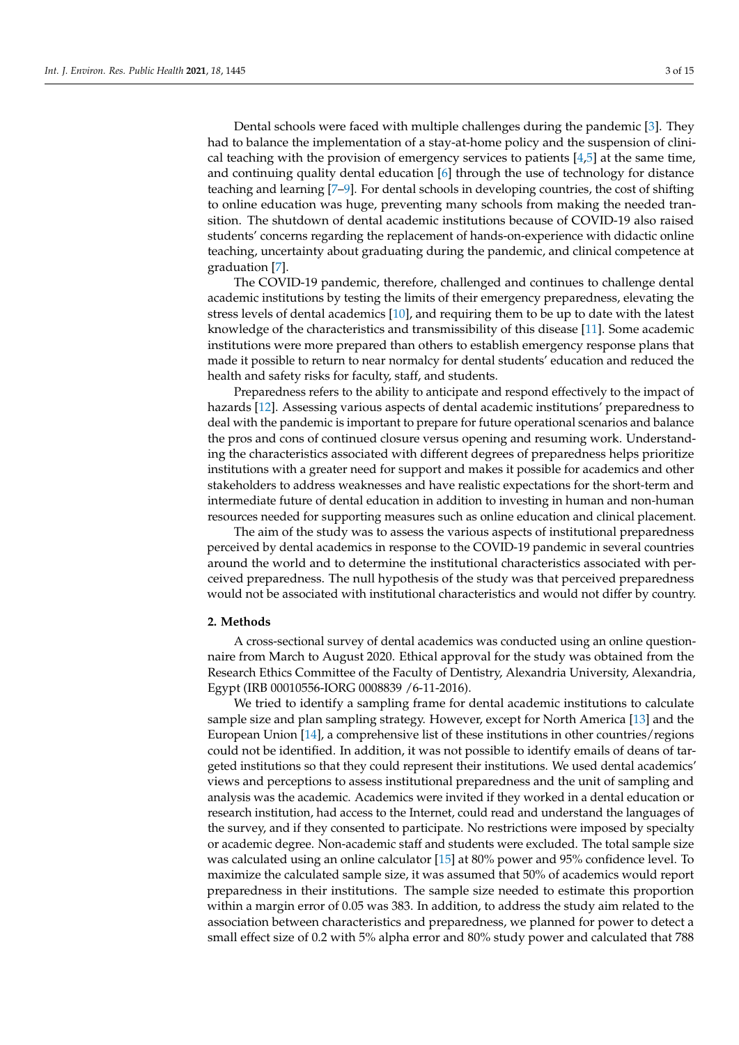Dental schools were faced with multiple challenges during the pandemic [3]. They had to balance the implementation of a stay-at-home policy and the suspension of clinical teaching with the provision of emergency services to patients [4,5] at the same time, and continuing quality dental education [6] through the use of technology for distance teaching and learning [7–9]. For dental schools in developing countries, the cost of shifting to online education was huge, preventing many schools from making the needed transition. The shutdown of dental academic institutions because of COVID-19 also raised students' concerns regarding the replacement of hands-on-experience with didactic online teaching, uncertainty about graduating during the pandemic, and clinical competence at graduation [7].

The COVID-19 pandemic, therefore, challenged and continues to challenge dental academic institutions by testing the limits of their emergency preparedness, elevating the stress levels of dental academics [10], and requiring them to be up to date with the latest knowledge of the characteristics and transmissibility of this disease [11]. Some academic institutions were more prepared than others to establish emergency response plans that made it possible to return to near normalcy for dental students' education and reduced the health and safety risks for faculty, staff, and students.

Preparedness refers to the ability to anticipate and respond effectively to the impact of hazards [12]. Assessing various aspects of dental academic institutions' preparedness to deal with the pandemic is important to prepare for future operational scenarios and balance the pros and cons of continued closure versus opening and resuming work. Understanding the characteristics associated with different degrees of preparedness helps prioritize institutions with a greater need for support and makes it possible for academics and other stakeholders to address weaknesses and have realistic expectations for the short-term and intermediate future of dental education in addition to investing in human and non-human resources needed for supporting measures such as online education and clinical placement.

The aim of the study was to assess the various aspects of institutional preparedness perceived by dental academics in response to the COVID-19 pandemic in several countries around the world and to determine the institutional characteristics associated with perceived preparedness. The null hypothesis of the study was that perceived preparedness would not be associated with institutional characteristics and would not differ by country.

## 2. Methods

A cross-sectional survey of dental academics was conducted using an online questionnaire from March to August 2020. Ethical approval for the study was obtained from the Research Ethics Committee of the Faculty of Dentistry, Alexandria University, Alexandria, Egypt (IRB 00010556-IORG 0008839 /6-11-2016).

We tried to identify a sampling frame for dental academic institutions to calculate sample size and plan sampling strategy. However, except for North America [13] and the European Union [14], a comprehensive list of these institutions in other countries/regions could not be identified. In addition, it was not possible to identify emails of deans of targeted institutions so that they could represent their institutions. We used dental academics' views and perceptions to assess institutional preparedness and the unit of sampling and analysis was the academic. Academics were invited if they worked in a dental education or research institution, had access to the Internet, could read and understand the languages of the survey, and if they consented to participate. No restrictions were imposed by specialty or academic degree. Non-academic staff and students were excluded. The total sample size was calculated using an online calculator [15] at 80% power and 95% confidence level. To maximize the calculated sample size, it was assumed that 50% of academics would report preparedness in their institutions. The sample size needed to estimate this proportion within a margin error of 0.05 was 383. In addition, to address the study aim related to the association between characteristics and preparedness, we planned for power to detect a small effect size of 0.2 with 5% alpha error and 80% study power and calculated that 788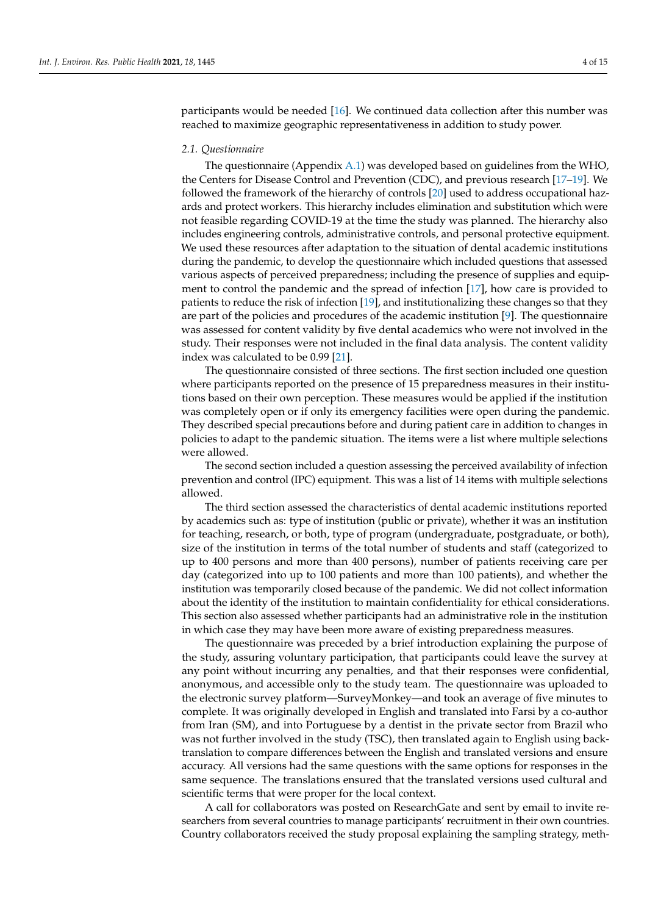participants would be needed [16]. We continued data collection after this number was reached to maximize geographic representativeness in addition to study power.

### 2.1. Questionnaire

The questionnaire (Appendix A.1) was developed based on guidelines from the WHO, the Centers for Disease Control and Prevention (CDC), and previous research [17–19]. We followed the framework of the hierarchy of controls [20] used to address occupational hazards and protect workers. This hierarchy includes elimination and substitution which were not feasible regarding COVID-19 at the time the study was planned. The hierarchy also includes engineering controls, administrative controls, and personal protective equipment. We used these resources after adaptation to the situation of dental academic institutions during the pandemic, to develop the questionnaire which included questions that assessed various aspects of perceived preparedness; including the presence of supplies and equipment to control the pandemic and the spread of infection [17], how care is provided to patients to reduce the risk of infection [19], and institutionalizing these changes so that they are part of the policies and procedures of the academic institution [9]. The questionnaire was assessed for content validity by five dental academics who were not involved in the study. Their responses were not included in the final data analysis. The content validity index was calculated to be 0.99 [21].

The questionnaire consisted of three sections. The first section included one question where participants reported on the presence of 15 preparedness measures in their institutions based on their own perception. These measures would be applied if the institution was completely open or if only its emergency facilities were open during the pandemic. They described special precautions before and during patient care in addition to changes in policies to adapt to the pandemic situation. The items were a list where multiple selections were allowed.

The second section included a question assessing the perceived availability of infection prevention and control (IPC) equipment. This was a list of 14 items with multiple selections allowed.

The third section assessed the characteristics of dental academic institutions reported by academics such as: type of institution (public or private), whether it was an institution for teaching, research, or both, type of program (undergraduate, postgraduate, or both), size of the institution in terms of the total number of students and staff (categorized to up to 400 persons and more than 400 persons), number of patients receiving care per day (categorized into up to 100 patients and more than 100 patients), and whether the institution was temporarily closed because of the pandemic. We did not collect information about the identity of the institution to maintain confidentiality for ethical considerations. This section also assessed whether participants had an administrative role in the institution in which case they may have been more aware of existing preparedness measures.

The questionnaire was preceded by a brief introduction explaining the purpose of the study, assuring voluntary participation, that participants could leave the survey at any point without incurring any penalties, and that their responses were confidential, anonymous, and accessible only to the study team. The questionnaire was uploaded to the electronic survey platform—SurveyMonkey—and took an average of five minutes to complete. It was originally developed in English and translated into Farsi by a co-author from Iran (SM), and into Portuguese by a dentist in the private sector from Brazil who was not further involved in the study (TSC), then translated again to English using back-translation to compare differences between the English and translated versions and ensure accuracy. All versions had the same questions with the same options for responses in the same sequence. The translations ensured that the translated versions used cultural and scientific terms that were proper for the local context.

A call for collaborators was posted on ResearchGate and sent by email to invite researchers from several countries to manage participants' recruitment in their own countries. Country collaborators received the study proposal explaining the sampling strategy, meth-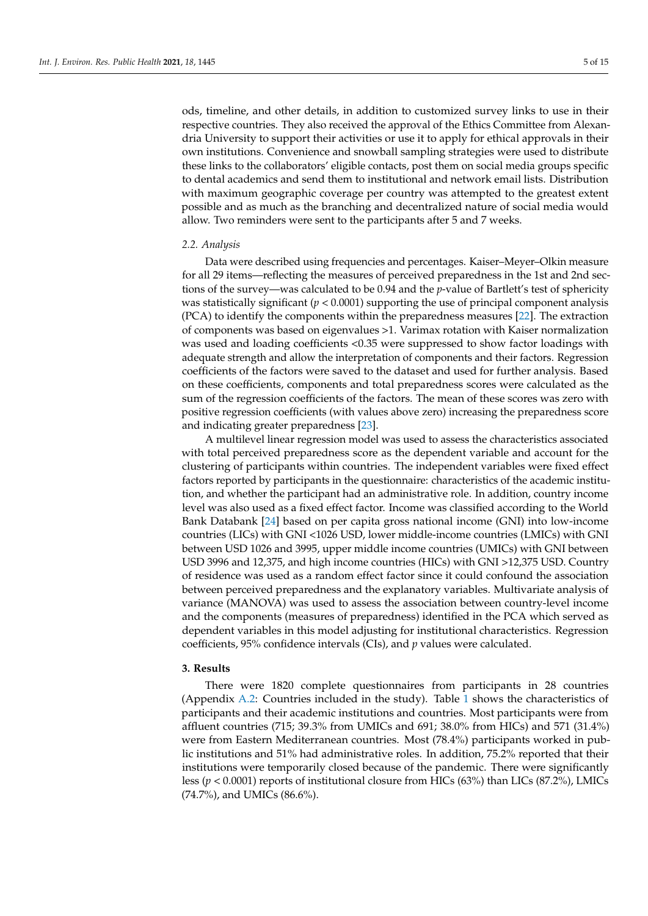ods, timeline, and other details, in addition to customized survey links to use in their respective countries. They also received the approval of the Ethics Committee from Alexandria University to support their activities or use it to apply for ethical approvals in their own institutions. Convenience and snowball sampling strategies were used to distribute these links to the collaborators' eligible contacts, post them on social media groups specific to dental academics and send them to institutional and network email lists. Distribution with maximum geographic coverage per country was attempted to the greatest extent possible and as much as the branching and decentralized nature of social media would allow. Two reminders were sent to the participants after 5 and 7 weeks.

### 2.2. Analysis

Data were described using frequencies and percentages. Kaiser–Meyer–Olkin measure for all 29 items—reflecting the measures of perceived preparedness in the 1st and 2nd sections of the survey—was calculated to be 0.94 and the *p*-value of Bartlett's test of sphericity was statistically significant ($p < 0.0001$) supporting the use of principal component analysis (PCA) to identify the components within the preparedness measures [22]. The extraction of components was based on eigenvalues >1. Varimax rotation with Kaiser normalization was used and loading coefficients <0.35 were suppressed to show factor loadings with adequate strength and allow the interpretation of components and their factors. Regression coefficients of the factors were saved to the dataset and used for further analysis. Based on these coefficients, components and total preparedness scores were calculated as the sum of the regression coefficients of the factors. The mean of these scores was zero with positive regression coefficients (with values above zero) increasing the preparedness score and indicating greater preparedness [23].

A multilevel linear regression model was used to assess the characteristics associated with total perceived preparedness score as the dependent variable and account for the clustering of participants within countries. The independent variables were fixed effect factors reported by participants in the questionnaire: characteristics of the academic institution, and whether the participant had an administrative role. In addition, country income level was also used as a fixed effect factor. Income was classified according to the World Bank Databank [24] based on per capita gross national income (GNI) into low-income countries (LICs) with GNI <1026 USD, lower middle-income countries (LMICs) with GNI between USD 1026 and 3995, upper middle income countries (UMICs) with GNI between USD 3996 and 12,375, and high income countries (HICs) with GNI >12,375 USD. Country of residence was used as a random effect factor since it could confound the association between perceived preparedness and the explanatory variables. Multivariate analysis of variance (MANOVA) was used to assess the association between country-level income and the components (measures of preparedness) identified in the PCA which served as dependent variables in this model adjusting for institutional characteristics. Regression coefficients, 95% confidence intervals (CIs), and *p* values were calculated.

## 3. Results

There were 1820 complete questionnaires from participants in 28 countries (Appendix A.2: Countries included in the study). Table 1 shows the characteristics of participants and their academic institutions and countries. Most participants were from affluent countries (715; 39.3% from UMICs and 691; 38.0% from HICs) and 571 (31.4%) were from Eastern Mediterranean countries. Most (78.4%) participants worked in public institutions and 51% had administrative roles. In addition, 75.2% reported that their institutions were temporarily closed because of the pandemic. There were significantly less ($p < 0.0001$) reports of institutional closure from HICs (63%) than LICs (87.2%), LMICs (74.7%), and UMICs (86.6%).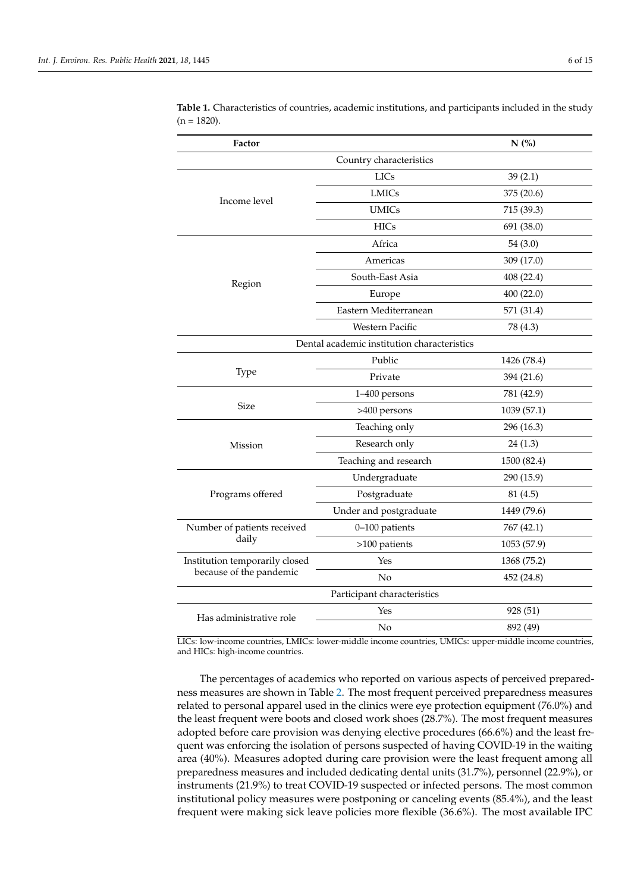**Table 1.** Characteristics of countries, academic institutions, and participants included in the study (n = 1820).

| Factor | | N (%) |
|---|---|---|
| Country characteristics | | |
| Income level | LICs | 39 (2.1) |
| | LMICs | 375 (20.6) |
| | UMICs | 715 (39.3) |
| | HICs | 691 (38.0) |
| Region | Africa | 54 (3.0) |
| | Americas | 309 (17.0) |
| | South-East Asia | 408 (22.4) |
| | Europe | 400 (22.0) |
| | Eastern Mediterranean | 571 (31.4) |
| | Western Pacific | 78 (4.3) |
| Dental academic institution characteristics | | |
| Type | Public | 1426 (78.4) |
| | Private | 394 (21.6) |
| Size | 1–400 persons | 781 (42.9) |
| | >400 persons | 1039 (57.1) |
| Mission | Teaching only | 296 (16.3) |
| | Research only | 24 (1.3) |
| | Teaching and research | 1500 (82.4) |
| Programs offered | Undergraduate | 290 (15.9) |
| | Postgraduate | 81 (4.5) |
| | Under and postgraduate | 1449 (79.6) |
| Number of patients received daily | 0–100 patients | 767 (42.1) |
| | >100 patients | 1053 (57.9) |
| Institution temporarily closed because of the pandemic | Yes | 1368 (75.2) |
| | No | 452 (24.8) |
| Participant characteristics | | |
| Has administrative role | Yes | 928 (51) |
| | No | 892 (49) |

LICs: low-income countries, LMICs: lower-middle income countries, UMICs: upper-middle income countries, and HICs: high-income countries.

The percentages of academics who reported on various aspects of perceived preparedness measures are shown in Table 2. The most frequent perceived preparedness measures related to personal apparel used in the clinics were eye protection equipment (76.0%) and the least frequent were boots and closed work shoes (28.7%). The most frequent measures adopted before care provision was denying elective procedures (66.6%) and the least frequent was enforcing the isolation of persons suspected of having COVID-19 in the waiting area (40%). Measures adopted during care provision were the least frequent among all preparedness measures and included dedicating dental units (31.7%), personnel (22.9%), or instruments (21.9%) to treat COVID-19 suspected or infected persons. The most common institutional policy measures were postponing or canceling events (85.4%), and the least frequent were making sick leave policies more flexible (36.6%). The most available IPC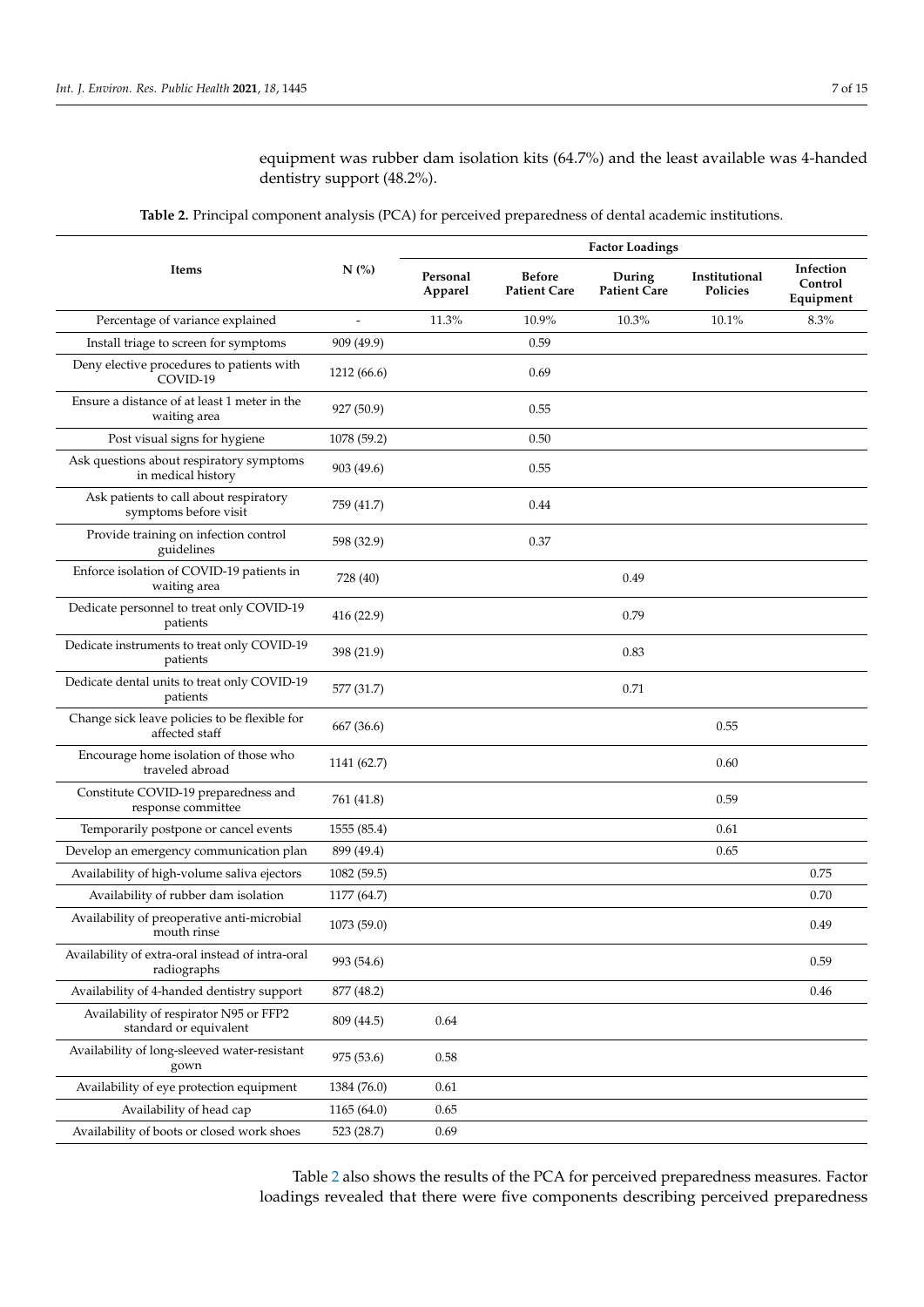equipment was rubber dam isolation kits (64.7%) and the least available was 4-handed dentistry support (48.2%).

**Table 2.** Principal component analysis (PCA) for perceived preparedness of dental academic institutions.

| Items | N (%) | Factor Loadings | | | | |
|---|---|---|---|---|---|---|
| | | Personal Apparel | Before Patient Care | During Patient Care | Institutional Policies | Infection Control Equipment |
| Percentage of variance explained | - | 11.3% | 10.9% | 10.3% | 10.1% | 8.3% |
| Install triage to screen for symptoms | 909 (49.9) | | 0.59 | | | |
| Deny elective procedures to patients with COVID-19 | 1212 (66.6) | | 0.69 | | | |
| Ensure a distance of at least 1 meter in the waiting area | 927 (50.9) | | 0.55 | | | |
| Post visual signs for hygiene | 1078 (59.2) | | 0.50 | | | |
| Ask questions about respiratory symptoms in medical history | 903 (49.6) | | 0.55 | | | |
| Ask patients to call about respiratory symptoms before visit | 759 (41.7) | | 0.44 | | | |
| Provide training on infection control guidelines | 598 (32.9) | | 0.37 | | | |
| Enforce isolation of COVID-19 patients in waiting area | 728 (40) | | | 0.49 | | |
| Dedicate personnel to treat only COVID-19 patients | 416 (22.9) | | | 0.79 | | |
| Dedicate instruments to treat only COVID-19 patients | 398 (21.9) | | | 0.83 | | |
| Dedicate dental units to treat only COVID-19 patients | 577 (31.7) | | | 0.71 | | |
| Change sick leave policies to be flexible for affected staff | 667 (36.6) | | | | 0.55 | |
| Encourage home isolation of those who traveled abroad | 1141 (62.7) | | | | 0.60 | |
| Constitute COVID-19 preparedness and response committee | 761 (41.8) | | | | 0.59 | |
| Temporarily postpone or cancel events | 1555 (85.4) | | | | 0.61 | |
| Develop an emergency communication plan | 899 (49.4) | | | | 0.65 | |
| Availability of high-volume saliva ejectors | 1082 (59.5) | | | | | 0.75 |
| Availability of rubber dam isolation | 1177 (64.7) | | | | | 0.70 |
| Availability of preoperative anti-microbial mouth rinse | 1073 (59.0) | | | | | 0.49 |
| Availability of extra-oral instead of intra-oral radiographs | 993 (54.6) | | | | | 0.59 |
| Availability of 4-handed dentistry support | 877 (48.2) | | | | | 0.46 |
| Availability of respirator N95 or FFP2 standard or equivalent | 809 (44.5) | 0.64 | | | | |
| Availability of long-sleeved water-resistant gown | 975 (53.6) | 0.58 | | | | |
| Availability of eye protection equipment | 1384 (76.0) | 0.61 | | | | |
| Availability of head cap | 1165 (64.0) | 0.65 | | | | |
| Availability of boots or closed work shoes | 523 (28.7) | 0.69 | | | | |

Table 2 also shows the results of the PCA for perceived preparedness measures. Factor loadings revealed that there were five components describing perceived preparedness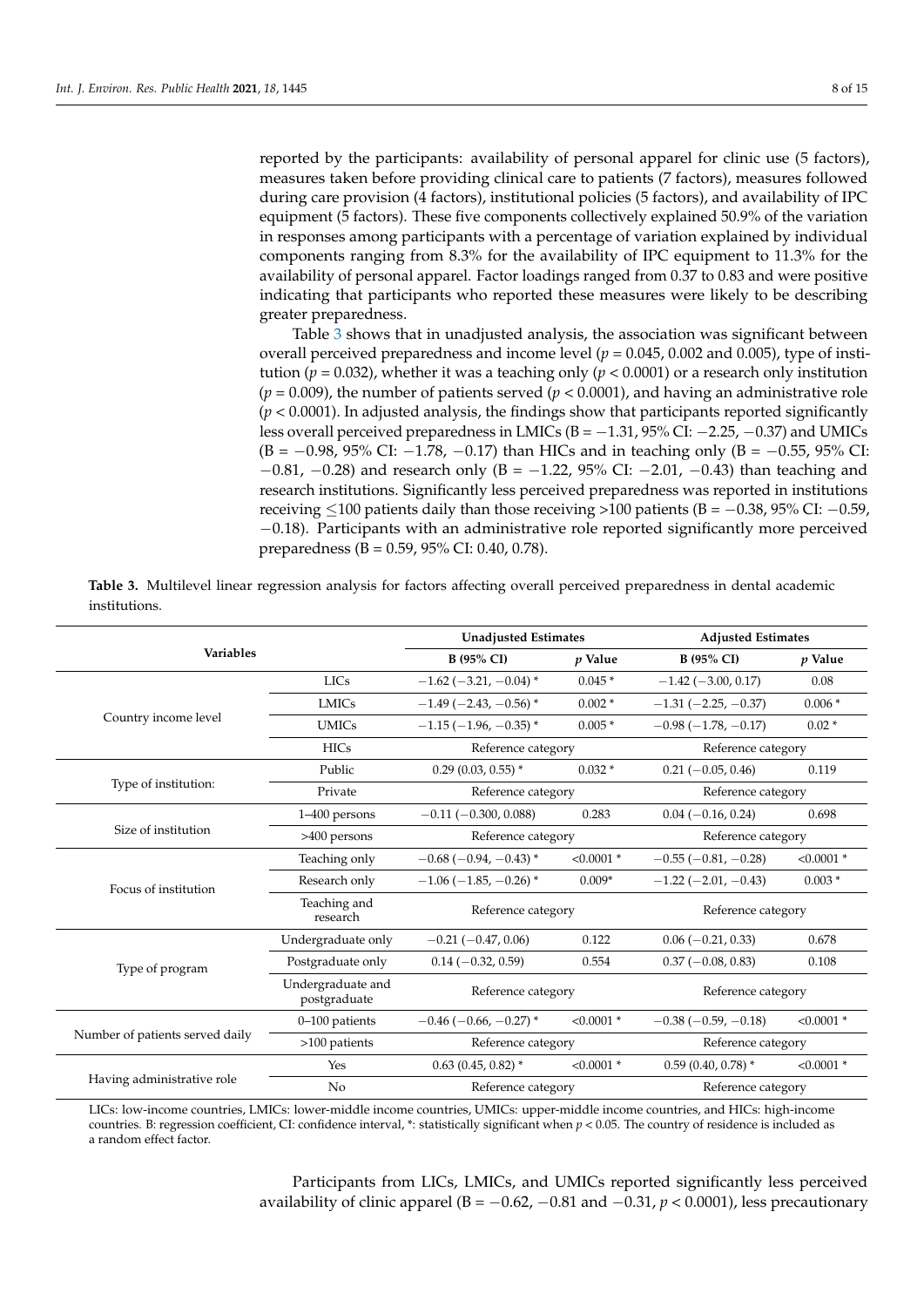reported by the participants: availability of personal apparel for clinic use (5 factors), measures taken before providing clinical care to patients (7 factors), measures followed during care provision (4 factors), institutional policies (5 factors), and availability of IPC equipment (5 factors). These five components collectively explained 50.9% of the variation in responses among participants with a percentage of variation explained by individual components ranging from 8.3% for the availability of IPC equipment to 11.3% for the availability of personal apparel. Factor loadings ranged from 0.37 to 0.83 and were positive indicating that participants who reported these measures were likely to be describing greater preparedness.

Table 3 shows that in unadjusted analysis, the association was significant between overall perceived preparedness and income level ($p$ = 0.045, 0.002 and 0.005), type of institution ($p$ = 0.032), whether it was a teaching only ($p < 0.0001$) or a research only institution ($p$ = 0.009), the number of patients served ($p < 0.0001$), and having an administrative role ($p < 0.0001$). In adjusted analysis, the findings show that participants reported significantly less overall perceived preparedness in LMICs (B = −1.31, 95% CI: −2.25, −0.37) and UMICs (B = −0.98, 95% CI: −1.78, −0.17) than HICs and in teaching only (B = −0.55, 95% CI: −0.81, −0.28) and research only (B = −1.22, 95% CI: −2.01, −0.43) than teaching and research institutions. Significantly less perceived preparedness was reported in institutions receiving ≤100 patients daily than those receiving >100 patients (B = −0.38, 95% CI: −0.59, −0.18). Participants with an administrative role reported significantly more perceived preparedness (B = 0.59, 95% CI: 0.40, 0.78).

**Table 3.** Multilevel linear regression analysis for factors affecting overall perceived preparedness in dental academic institutions.

| Variables | | Unadjusted Estimates | | Adjusted Estimates | |
|---|---|---|---|---|---|
| | | B (95% CI) | $p$ Value | B (95% CI) | $p$ Value |
| Country income level | LICs | −1.62 (−3.21, −0.04) * | 0.045 * | −1.42 (−3.00, 0.17) | 0.08 |
| | LMICs | −1.49 (−2.43, −0.56) * | 0.002 * | −1.31 (−2.25, −0.37) | 0.006 * |
| | UMICs | −1.15 (−1.96, −0.35) * | 0.005 * | −0.98 (−1.78, −0.17) | 0.02 * |
| | HICs | Reference category | | Reference category | |
| Type of institution: | Public | 0.29 (0.03, 0.55) * | 0.032 * | 0.21 (−0.05, 0.46) | 0.119 |
| | Private | Reference category | | Reference category | |
| Size of institution | 1–400 persons | −0.11 (−0.300, 0.088) | 0.283 | 0.04 (−0.16, 0.24) | 0.698 |
| | >400 persons | Reference category | | Reference category | |
| Focus of institution | Teaching only | −0.68 (−0.94, −0.43) * | <0.0001 * | −0.55 (−0.81, −0.28) | <0.0001 * |
| | Research only | −1.06 (−1.85, −0.26) * | 0.009* | −1.22 (−2.01, −0.43) | 0.003 * |
| | Teaching and research | Reference category | | Reference category | |
| Type of program | Undergraduate only | −0.21 (−0.47, 0.06) | 0.122 | 0.06 (−0.21, 0.33) | 0.678 |
| | Postgraduate only | 0.14 (−0.32, 0.59) | 0.554 | 0.37 (−0.08, 0.83) | 0.108 |
| | Undergraduate and postgraduate | Reference category | | Reference category | |
| Number of patients served daily | 0–100 patients | −0.46 (−0.66, −0.27) * | <0.0001 * | −0.38 (−0.59, −0.18) | <0.0001 * |
| | >100 patients | Reference category | | Reference category | |
| Having administrative role | Yes | 0.63 (0.45, 0.82) * | <0.0001 * | 0.59 (0.40, 0.78) * | <0.0001 * |
| | No | Reference category | | Reference category | |

LICs: low-income countries, LMICs: lower-middle income countries, UMICs: upper-middle income countries, and HICs: high-income countries. B: regression coefficient, CI: confidence interval, *: statistically significant when $p < 0.05$. The country of residence is included as a random effect factor.

Participants from LICs, LMICs, and UMICs reported significantly less perceived availability of clinic apparel (B = −0.62, −0.81 and −0.31, $p < 0.0001$), less precautionary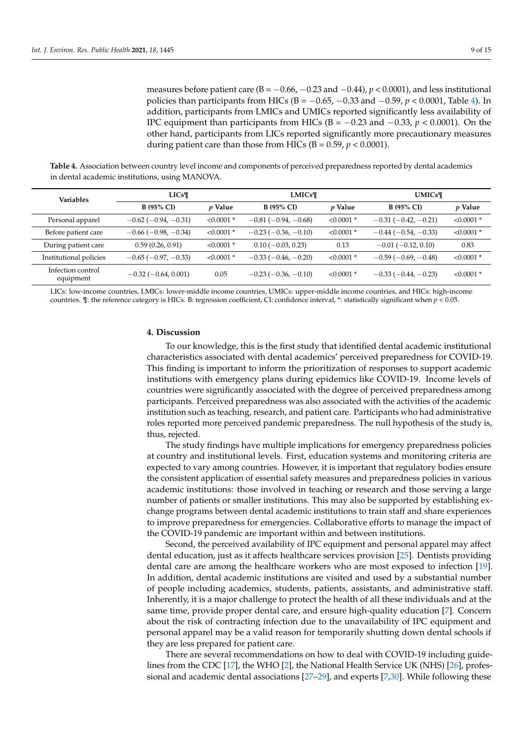measures before patient care (B = −0.66, −0.23 and −0.44), $p < 0.0001$), and less institutional policies than participants from HICs (B = −0.65, −0.33 and −0.59, $p < 0.0001$, Table 4). In addition, participants from LMICs and UMICs reported significantly less availability of IPC equipment than participants from HICs (B = −0.23 and −0.33, $p < 0.0001$). On the other hand, participants from LICs reported significantly more precautionary measures during patient care than those from HICs (B = 0.59, $p < 0.0001$).

**Table 4.** Association between country level income and components of perceived preparedness reported by dental academics in dental academic institutions, using MANOVA.

| Variables | LICs¶ | | LMICs¶ | | UMICs¶ | |
|---|---|---|---|---|---|---|
| | **B (95% CI)** | ***p* Value** | **B (95% CI)** | ***p* Value** | **B (95% CI)** | ***p* Value** |
| Personal apparel | −0.62 (−0.94, −0.31) | <0.0001 * | −0.81 (−0.94, −0.68) | <0.0001 * | −0.31 (−0.42, −0.21) | <0.0001 * |
| Before patient care | −0.66 (−0.98, −0.34) | <0.0001 * | −0.23 (−0.36, −0.10) | <0.0001 * | −0.44 (−0.54, −0.33) | <0.0001 * |
| During patient care | 0.59 (0.26, 0.91) | <0.0001 * | 0.10 (−0.03, 0.23) | 0.13 | −0.01 (−0.12, 0.10) | 0.83 |
| Institutional policies | −0.65 (−0.97, −0.33) | <0.0001 * | −0.33 (−0.46, −0.20) | <0.0001 * | −0.59 (−0.69, −0.48) | <0.0001 * |
| Infection control equipment | −0.32 (−0.64, 0.001) | 0.05 | −0.23 (−0.36, −0.10) | <0.0001 * | −0.33 (−0.44, −0.23) | <0.0001 * |

LICs: low-income countries, LMICs: lower-middle income countries, UMICs: upper-middle income countries, and HICs: high-income countries. ¶: the reference category is HICs. B: regression coefficient, CI: confidence interval, *: statistically significant when $p < 0.05$.

## 4. Discussion

To our knowledge, this is the first study that identified dental academic institutional characteristics associated with dental academics' perceived preparedness for COVID-19. This finding is important to inform the prioritization of responses to support academic institutions with emergency plans during epidemics like COVID-19. Income levels of countries were significantly associated with the degree of perceived preparedness among participants. Perceived preparedness was also associated with the activities of the academic institution such as teaching, research, and patient care. Participants who had administrative roles reported more perceived pandemic preparedness. The null hypothesis of the study is, thus, rejected.

The study findings have multiple implications for emergency preparedness policies at country and institutional levels. First, education systems and monitoring criteria are expected to vary among countries. However, it is important that regulatory bodies ensure the consistent application of essential safety measures and preparedness policies in various academic institutions: those involved in teaching or research and those serving a large number of patients or smaller institutions. This may also be supported by establishing exchange programs between dental academic institutions to train staff and share experiences to improve preparedness for emergencies. Collaborative efforts to manage the impact of the COVID-19 pandemic are important within and between institutions.

Second, the perceived availability of IPC equipment and personal apparel may affect dental education, just as it affects healthcare services provision [25]. Dentists providing dental care are among the healthcare workers who are most exposed to infection [19]. In addition, dental academic institutions are visited and used by a substantial number of people including academics, students, patients, assistants, and administrative staff. Inherently, it is a major challenge to protect the health of all these individuals and at the same time, provide proper dental care, and ensure high-quality education [7]. Concern about the risk of contracting infection due to the unavailability of IPC equipment and personal apparel may be a valid reason for temporarily shutting down dental schools if they are less prepared for patient care.

There are several recommendations on how to deal with COVID-19 including guidelines from the CDC [17], the WHO [2], the National Health Service UK (NHS) [26], professional and academic dental associations [27–29], and experts [7,30]. While following these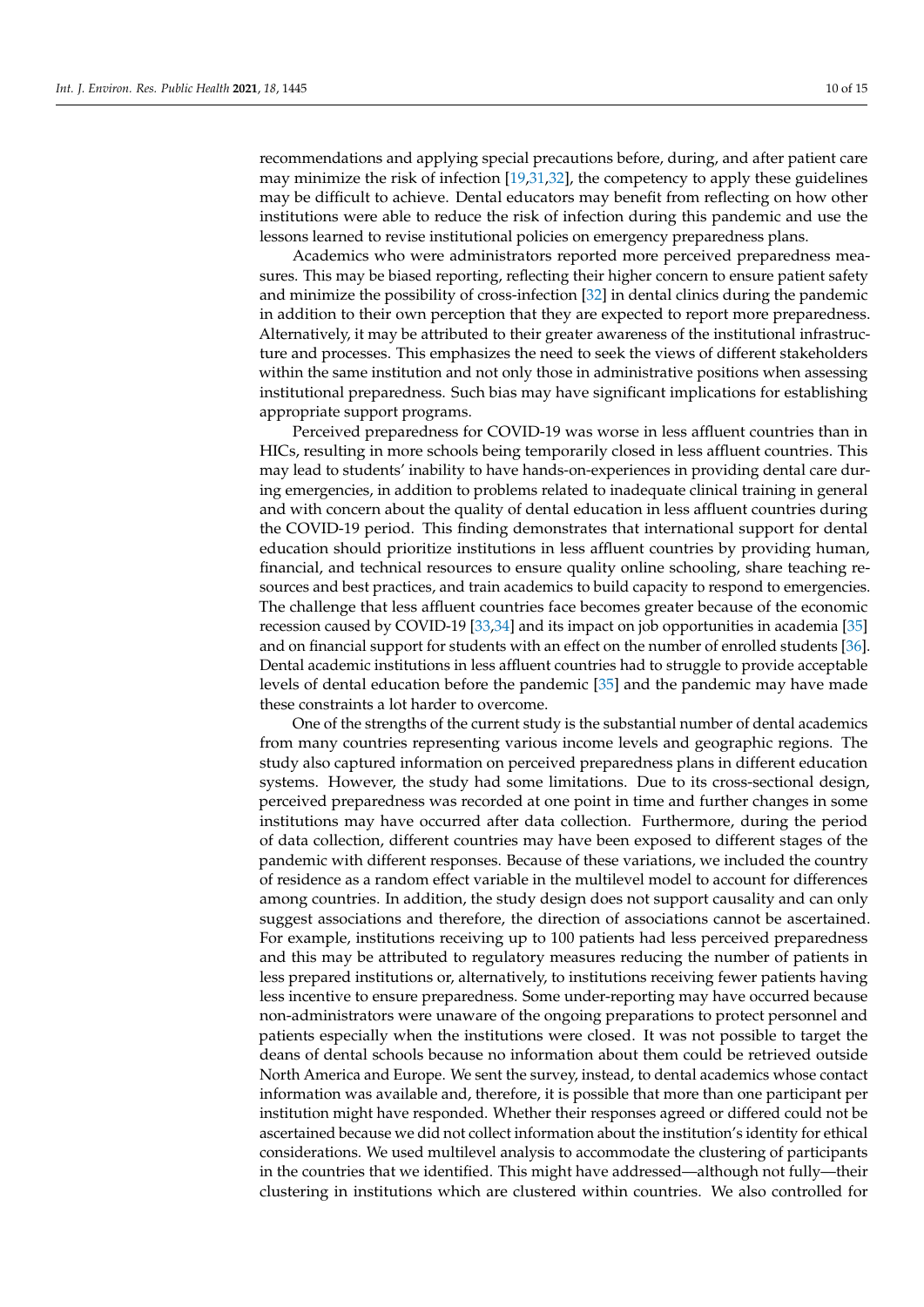recommendations and applying special precautions before, during, and after patient care may minimize the risk of infection [19,31,32], the competency to apply these guidelines may be difficult to achieve. Dental educators may benefit from reflecting on how other institutions were able to reduce the risk of infection during this pandemic and use the lessons learned to revise institutional policies on emergency preparedness plans.

Academics who were administrators reported more perceived preparedness measures. This may be biased reporting, reflecting their higher concern to ensure patient safety and minimize the possibility of cross-infection [32] in dental clinics during the pandemic in addition to their own perception that they are expected to report more preparedness. Alternatively, it may be attributed to their greater awareness of the institutional infrastructure and processes. This emphasizes the need to seek the views of different stakeholders within the same institution and not only those in administrative positions when assessing institutional preparedness. Such bias may have significant implications for establishing appropriate support programs.

Perceived preparedness for COVID-19 was worse in less affluent countries than in HICs, resulting in more schools being temporarily closed in less affluent countries. This may lead to students' inability to have hands-on-experiences in providing dental care during emergencies, in addition to problems related to inadequate clinical training in general and with concern about the quality of dental education in less affluent countries during the COVID-19 period. This finding demonstrates that international support for dental education should prioritize institutions in less affluent countries by providing human, financial, and technical resources to ensure quality online schooling, share teaching resources and best practices, and train academics to build capacity to respond to emergencies. The challenge that less affluent countries face becomes greater because of the economic recession caused by COVID-19 [33,34] and its impact on job opportunities in academia [35] and on financial support for students with an effect on the number of enrolled students [36]. Dental academic institutions in less affluent countries had to struggle to provide acceptable levels of dental education before the pandemic [35] and the pandemic may have made these constraints a lot harder to overcome.

One of the strengths of the current study is the substantial number of dental academics from many countries representing various income levels and geographic regions. The study also captured information on perceived preparedness plans in different education systems. However, the study had some limitations. Due to its cross-sectional design, perceived preparedness was recorded at one point in time and further changes in some institutions may have occurred after data collection. Furthermore, during the period of data collection, different countries may have been exposed to different stages of the pandemic with different responses. Because of these variations, we included the country of residence as a random effect variable in the multilevel model to account for differences among countries. In addition, the study design does not support causality and can only suggest associations and therefore, the direction of associations cannot be ascertained. For example, institutions receiving up to 100 patients had less perceived preparedness and this may be attributed to regulatory measures reducing the number of patients in less prepared institutions or, alternatively, to institutions receiving fewer patients having less incentive to ensure preparedness. Some under-reporting may have occurred because non-administrators were unaware of the ongoing preparations to protect personnel and patients especially when the institutions were closed. It was not possible to target the deans of dental schools because no information about them could be retrieved outside North America and Europe. We sent the survey, instead, to dental academics whose contact information was available and, therefore, it is possible that more than one participant per institution might have responded. Whether their responses agreed or differed could not be ascertained because we did not collect information about the institution's identity for ethical considerations. We used multilevel analysis to accommodate the clustering of participants in the countries that we identified. This might have addressed—although not fully—their clustering in institutions which are clustered within countries. We also controlled for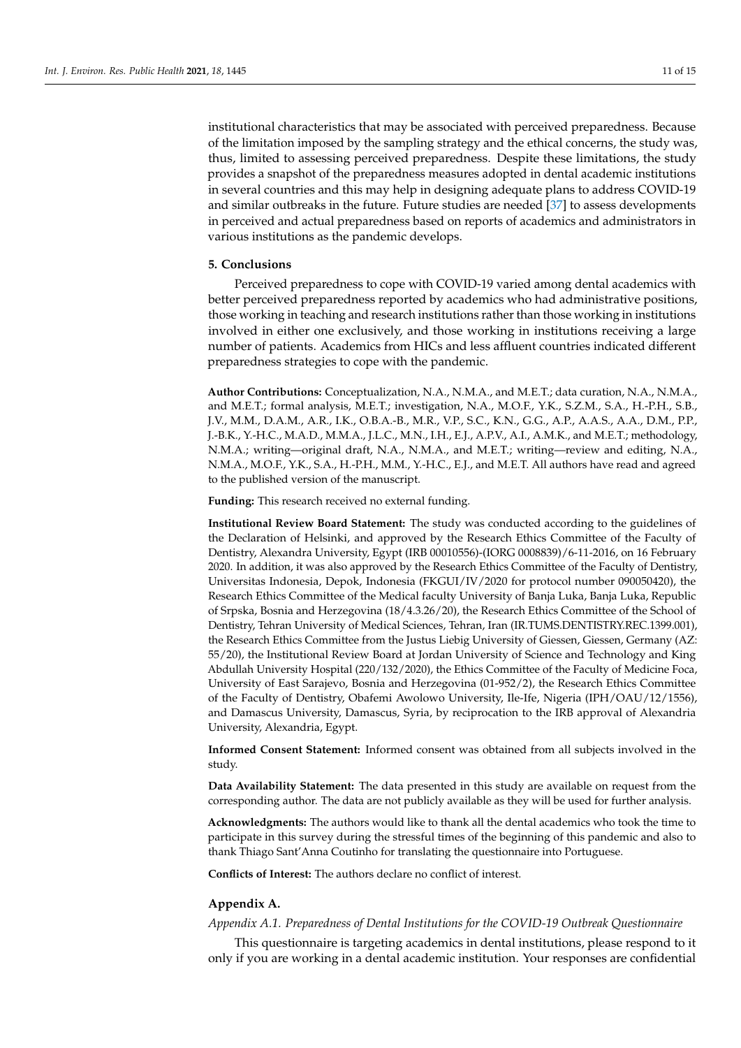institutional characteristics that may be associated with perceived preparedness. Because of the limitation imposed by the sampling strategy and the ethical concerns, the study was, thus, limited to assessing perceived preparedness. Despite these limitations, the study provides a snapshot of the preparedness measures adopted in dental academic institutions in several countries and this may help in designing adequate plans to address COVID-19 and similar outbreaks in the future. Future studies are needed [37] to assess developments in perceived and actual preparedness based on reports of academics and administrators in various institutions as the pandemic develops.

## 5. Conclusions

Perceived preparedness to cope with COVID-19 varied among dental academics with better perceived preparedness reported by academics who had administrative positions, those working in teaching and research institutions rather than those working in institutions involved in either one exclusively, and those working in institutions receiving a large number of patients. Academics from HICs and less affluent countries indicated different preparedness strategies to cope with the pandemic.

**Author Contributions:** Conceptualization, N.A., N.M.A., and M.E.T.; data curation, N.A., N.M.A., and M.E.T.; formal analysis, M.E.T.; investigation, N.A., M.O.F., Y.K., S.Z.M., S.A., H.-P.H., S.B., J.V., M.M., D.A.M., A.R., I.K., O.B.A.-B., M.R., V.P., S.C., K.N., G.G., A.P., A.A.S., A.A., D.M., P.P., J.-B.K., Y.-H.C., M.A.D., M.M.A., J.L.C., M.N., I.H., E.J., A.P.V., A.I., A.M.K., and M.E.T.; methodology, N.M.A.; writing—original draft, N.A., N.M.A., and M.E.T.; writing—review and editing, N.A., N.M.A., M.O.F., Y.K., S.A., H.-P.H., M.M., Y.-H.C., E.J., and M.E.T. All authors have read and agreed to the published version of the manuscript.

**Funding:** This research received no external funding.

**Institutional Review Board Statement:** The study was conducted according to the guidelines of the Declaration of Helsinki, and approved by the Research Ethics Committee of the Faculty of Dentistry, Alexandra University, Egypt (IRB 00010556)-(IORG 0008839)/6-11-2016, on 16 February 2020. In addition, it was also approved by the Research Ethics Committee of the Faculty of Dentistry, Universitas Indonesia, Depok, Indonesia (FKGUI/IV/2020 for protocol number 090050420), the Research Ethics Committee of the Medical faculty University of Banja Luka, Banja Luka, Republic of Srpska, Bosnia and Herzegovina (18/4.3.26/20), the Research Ethics Committee of the School of Dentistry, Tehran University of Medical Sciences, Tehran, Iran (IR.TUMS.DENTISTRY.REC.1399.001), the Research Ethics Committee from the Justus Liebig University of Giessen, Giessen, Germany (AZ: 55/20), the Institutional Review Board at Jordan University of Science and Technology and King Abdullah University Hospital (220/132/2020), the Ethics Committee of the Faculty of Medicine Foca, University of East Sarajevo, Bosnia and Herzegovina (01-952/2), the Research Ethics Committee of the Faculty of Dentistry, Obafemi Awolowo University, Ile-Ife, Nigeria (IPH/OAU/12/1556), and Damascus University, Damascus, Syria, by reciprocation to the IRB approval of Alexandria University, Alexandria, Egypt.

**Informed Consent Statement:** Informed consent was obtained from all subjects involved in the study.

**Data Availability Statement:** The data presented in this study are available on request from the corresponding author. The data are not publicly available as they will be used for further analysis.

**Acknowledgments:** The authors would like to thank all the dental academics who took the time to participate in this survey during the stressful times of the beginning of this pandemic and also to thank Thiago Sant'Anna Coutinho for translating the questionnaire into Portuguese.

**Conflicts of Interest:** The authors declare no conflict of interest.

## Appendix A.

### *Appendix A.1. Preparedness of Dental Institutions for the COVID-19 Outbreak Questionnaire*

This questionnaire is targeting academics in dental institutions, please respond to it only if you are working in a dental academic institution. Your responses are confidential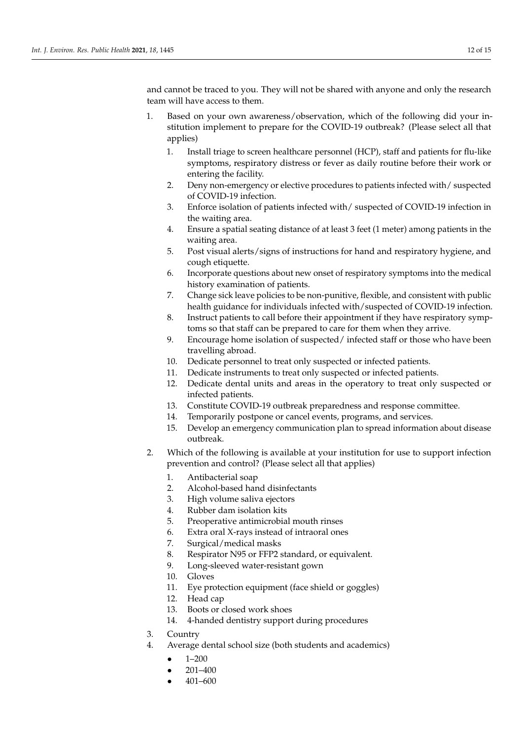and cannot be traced to you. They will not be shared with anyone and only the research team will have access to them.

1. Based on your own awareness/observation, which of the following did your institution implement to prepare for the COVID-19 outbreak? (Please select all that applies)
    1. Install triage to screen healthcare personnel (HCP), staff and patients for flu-like symptoms, respiratory distress or fever as daily routine before their work or entering the facility.
    2. Deny non-emergency or elective procedures to patients infected with/ suspected of COVID-19 infection.
    3. Enforce isolation of patients infected with/ suspected of COVID-19 infection in the waiting area.
    4. Ensure a spatial seating distance of at least 3 feet (1 meter) among patients in the waiting area.
    5. Post visual alerts/signs of instructions for hand and respiratory hygiene, and cough etiquette.
    6. Incorporate questions about new onset of respiratory symptoms into the medical history examination of patients.
    7. Change sick leave policies to be non-punitive, flexible, and consistent with public health guidance for individuals infected with/suspected of COVID-19 infection.
    8. Instruct patients to call before their appointment if they have respiratory symptoms so that staff can be prepared to care for them when they arrive.
    9. Encourage home isolation of suspected/ infected staff or those who have been travelling abroad.
    10. Dedicate personnel to treat only suspected or infected patients.
    11. Dedicate instruments to treat only suspected or infected patients.
    12. Dedicate dental units and areas in the operatory to treat only suspected or infected patients.
    13. Constitute COVID-19 outbreak preparedness and response committee.
    14. Temporarily postpone or cancel events, programs, and services.
    15. Develop an emergency communication plan to spread information about disease outbreak.
2. Which of the following is available at your institution for use to support infection prevention and control? (Please select all that applies)
    1. Antibacterial soap
    2. Alcohol-based hand disinfectants
    3. High volume saliva ejectors
    4. Rubber dam isolation kits
    5. Preoperative antimicrobial mouth rinses
    6. Extra oral X-rays instead of intraoral ones
    7. Surgical/medical masks
    8. Respirator N95 or FFP2 standard, or equivalent.
    9. Long-sleeved water-resistant gown
    10. Gloves
    11. Eye protection equipment (face shield or goggles)
    12. Head cap
    13. Boots or closed work shoes
    14. 4-handed dentistry support during procedures
3. Country
4. Average dental school size (both students and academics)
    - 1–200
    - 201–400
    - 401–600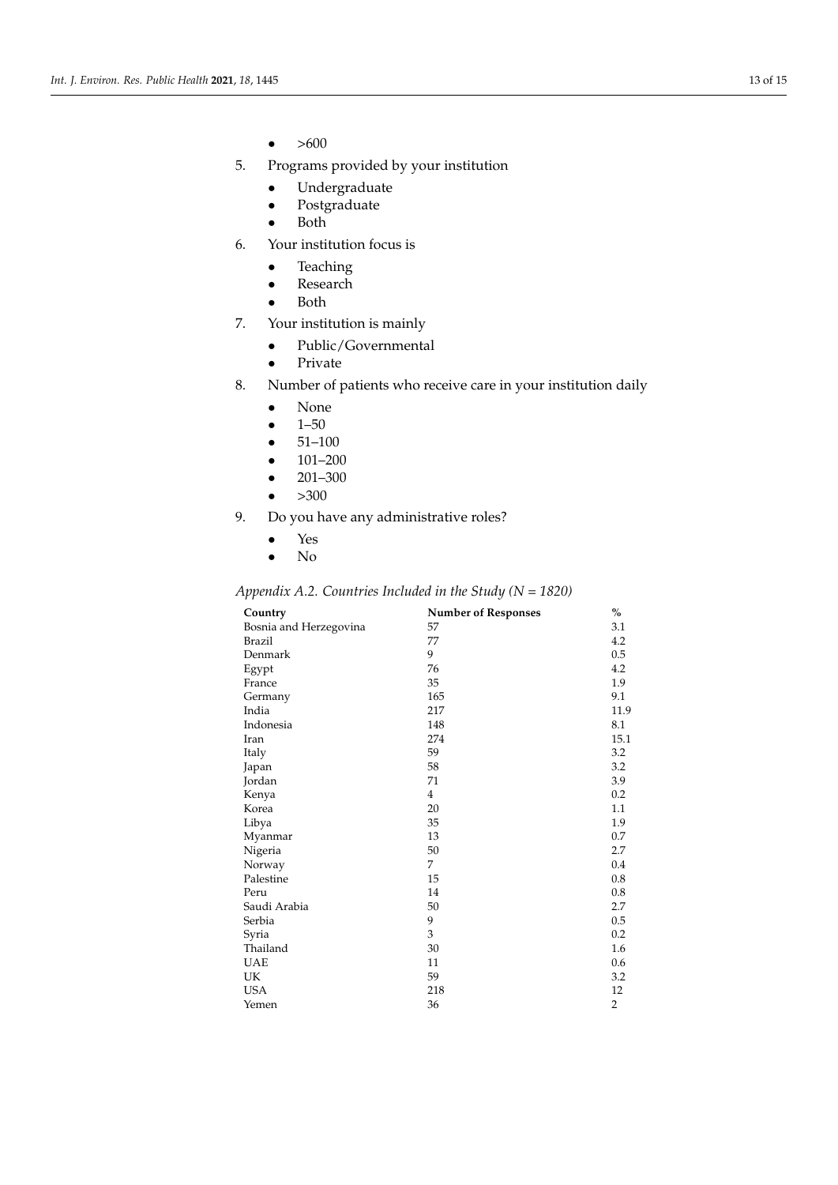- >600

5. Programs provided by your institution
   - Undergraduate
   - Postgraduate
   - Both
6. Your institution focus is
   - Teaching
   - Research
   - Both
7. Your institution is mainly
   - Public/Governmental
   - Private
8. Number of patients who receive care in your institution daily
   - None
   - 1–50
   - 51–100
   - 101–200
   - 201–300
   - >300
9. Do you have any administrative roles?
   - Yes
   - No

*Appendix A.2. Countries Included in the Study (N = 1820)*

| Country | Number of Responses | % |
|---|---|---|
| Bosnia and Herzegovina | 57 | 3.1 |
| Brazil | 77 | 4.2 |
| Denmark | 9 | 0.5 |
| Egypt | 76 | 4.2 |
| France | 35 | 1.9 |
| Germany | 165 | 9.1 |
| India | 217 | 11.9 |
| Indonesia | 148 | 8.1 |
| Iran | 274 | 15.1 |
| Italy | 59 | 3.2 |
| Japan | 58 | 3.2 |
| Jordan | 71 | 3.9 |
| Kenya | 4 | 0.2 |
| Korea | 20 | 1.1 |
| Libya | 35 | 1.9 |
| Myanmar | 13 | 0.7 |
| Nigeria | 50 | 2.7 |
| Norway | 7 | 0.4 |
| Palestine | 15 | 0.8 |
| Peru | 14 | 0.8 |
| Saudi Arabia | 50 | 2.7 |
| Serbia | 9 | 0.5 |
| Syria | 3 | 0.2 |
| Thailand | 30 | 1.6 |
| UAE | 11 | 0.6 |
| UK | 59 | 3.2 |
| USA | 218 | 12 |
| Yemen | 36 | 2 |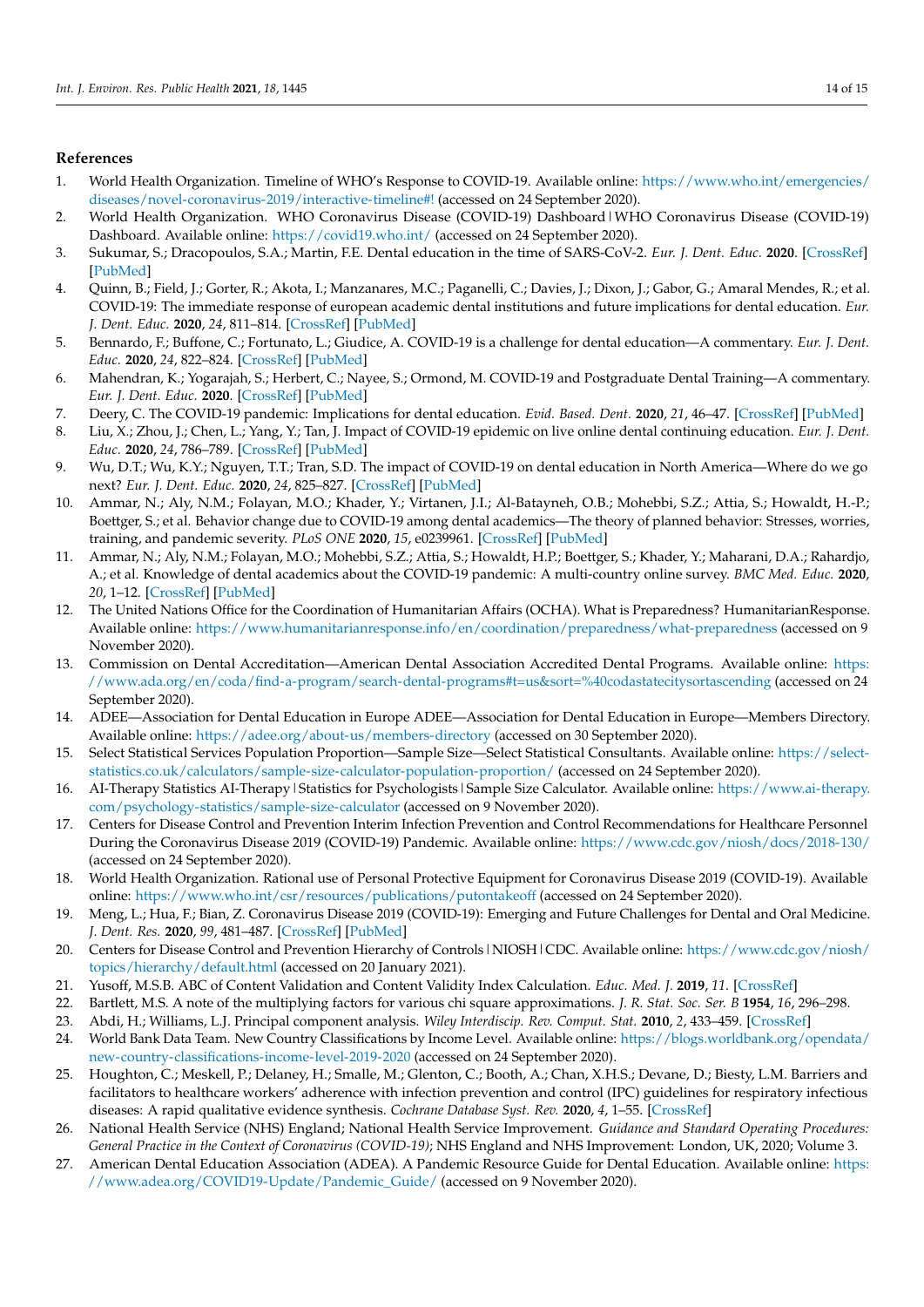## References

1. World Health Organization. Timeline of WHO's Response to COVID-19. Available online: https://www.who.int/emergencies/diseases/novel-coronavirus-2019/interactive-timeline#! (accessed on 24 September 2020).
2. World Health Organization. WHO Coronavirus Disease (COVID-19) Dashboard | WHO Coronavirus Disease (COVID-19) Dashboard. Available online: https://covid19.who.int/ (accessed on 24 September 2020).
3. Sukumar, S.; Dracopoulos, S.A.; Martin, F.E. Dental education in the time of SARS-CoV-2. *Eur. J. Dent. Educ.* **2020**. [CrossRef] [PubMed]
4. Quinn, B.; Field, J.; Gorter, R.; Akota, I.; Manzanares, M.C.; Paganelli, C.; Davies, J.; Dixon, J.; Gabor, G.; Amaral Mendes, R.; et al. COVID-19: The immediate response of european academic dental institutions and future implications for dental education. *Eur. J. Dent. Educ.* **2020**, *24*, 811–814. [CrossRef] [PubMed]
5. Bennardo, F.; Buffone, C.; Fortunato, L.; Giudice, A. COVID-19 is a challenge for dental education—A commentary. *Eur. J. Dent. Educ.* **2020**, *24*, 822–824. [CrossRef] [PubMed]
6. Mahendran, K.; Yogarajah, S.; Herbert, C.; Nayee, S.; Ormond, M. COVID-19 and Postgraduate Dental Training—A commentary. *Eur. J. Dent. Educ.* **2020**. [CrossRef] [PubMed]
7. Deery, C. The COVID-19 pandemic: Implications for dental education. *Evid. Based. Dent.* **2020**, *21*, 46–47. [CrossRef] [PubMed]
8. Liu, X.; Zhou, J.; Chen, L.; Yang, Y.; Tan, J. Impact of COVID-19 epidemic on live online dental continuing education. *Eur. J. Dent. Educ.* **2020**, *24*, 786–789. [CrossRef] [PubMed]
9. Wu, D.T.; Wu, K.Y.; Nguyen, T.T.; Tran, S.D. The impact of COVID-19 on dental education in North America—Where do we go next? *Eur. J. Dent. Educ.* **2020**, *24*, 825–827. [CrossRef] [PubMed]
10. Ammar, N.; Aly, N.M.; Folayan, M.O.; Khader, Y.; Virtanen, J.I.; Al-Batayneh, O.B.; Mohebbi, S.Z.; Attia, S.; Howaldt, H.-P.; Boettger, S.; et al. Behavior change due to COVID-19 among dental academics—The theory of planned behavior: Stresses, worries, training, and pandemic severity. *PLoS ONE* **2020**, *15*, e0239961. [CrossRef] [PubMed]
11. Ammar, N.; Aly, N.M.; Folayan, M.O.; Mohebbi, S.Z.; Attia, S.; Howaldt, H.P.; Boettger, S.; Khader, Y.; Maharani, D.A.; Rahardjo, A.; et al. Knowledge of dental academics about the COVID-19 pandemic: A multi-country online survey. *BMC Med. Educ.* **2020**, *20*, 1–12. [CrossRef] [PubMed]
12. The United Nations Office for the Coordination of Humanitarian Affairs (OCHA). What is Preparedness? HumanitarianResponse. Available online: https://www.humanitarianresponse.info/en/coordination/preparedness/what-preparedness (accessed on 9 November 2020).
13. Commission on Dental Accreditation—American Dental Association Accredited Dental Programs. Available online: https://www.ada.org/en/coda/find-a-program/search-dental-programs#t=us&sort=%40codastatecitysortascending (accessed on 24 September 2020).
14. ADEE—Association for Dental Education in Europe ADEE—Association for Dental Education in Europe—Members Directory. Available online: https://adee.org/about-us/members-directory (accessed on 30 September 2020).
15. Select Statistical Services Population Proportion—Sample Size—Select Statistical Consultants. Available online: https://select-statistics.co.uk/calculators/sample-size-calculator-population-proportion/ (accessed on 24 September 2020).
16. AI-Therapy Statistics AI-Therapy | Statistics for Psychologists | Sample Size Calculator. Available online: https://www.ai-therapy.com/psychology-statistics/sample-size-calculator (accessed on 9 November 2020).
17. Centers for Disease Control and Prevention Interim Infection Prevention and Control Recommendations for Healthcare Personnel During the Coronavirus Disease 2019 (COVID-19) Pandemic. Available online: https://www.cdc.gov/niosh/docs/2018-130/ (accessed on 24 September 2020).
18. World Health Organization. Rational use of Personal Protective Equipment for Coronavirus Disease 2019 (COVID-19). Available online: https://www.who.int/csr/resources/publications/putontakeoff (accessed on 24 September 2020).
19. Meng, L.; Hua, F.; Bian, Z. Coronavirus Disease 2019 (COVID-19): Emerging and Future Challenges for Dental and Oral Medicine. *J. Dent. Res.* **2020**, *99*, 481–487. [CrossRef] [PubMed]
20. Centers for Disease Control and Prevention Hierarchy of Controls | NIOSH | CDC. Available online: https://www.cdc.gov/niosh/topics/hierarchy/default.html (accessed on 20 January 2021).
21. Yusoff, M.S.B. ABC of Content Validation and Content Validity Index Calculation. *Educ. Med. J.* **2019**, *11*. [CrossRef]
22. Bartlett, M.S. A note of the multiplying factors for various chi square approximations. *J. R. Stat. Soc. Ser. B* **1954**, *16*, 296–298.
23. Abdi, H.; Williams, L.J. Principal component analysis. *Wiley Interdiscip. Rev. Comput. Stat.* **2010**, *2*, 433–459. [CrossRef]
24. World Bank Data Team. New Country Classifications by Income Level. Available online: https://blogs.worldbank.org/opendata/new-country-classifications-income-level-2019-2020 (accessed on 24 September 2020).
25. Houghton, C.; Meskell, P.; Delaney, H.; Smalle, M.; Glenton, C.; Booth, A.; Chan, X.H.S.; Devane, D.; Biesty, L.M. Barriers and facilitators to healthcare workers' adherence with infection prevention and control (IPC) guidelines for respiratory infectious diseases: A rapid qualitative evidence synthesis. *Cochrane Database Syst. Rev.* **2020**, *4*, 1–55. [CrossRef]
26. National Health Service (NHS) England; National Health Service Improvement. *Guidance and Standard Operating Procedures: General Practice in the Context of Coronavirus (COVID-19)*; NHS England and NHS Improvement: London, UK, 2020; Volume 3.
27. American Dental Education Association (ADEA). A Pandemic Resource Guide for Dental Education. Available online: https://www.adea.org/COVID19-Update/Pandemic_Guide/ (accessed on 9 November 2020).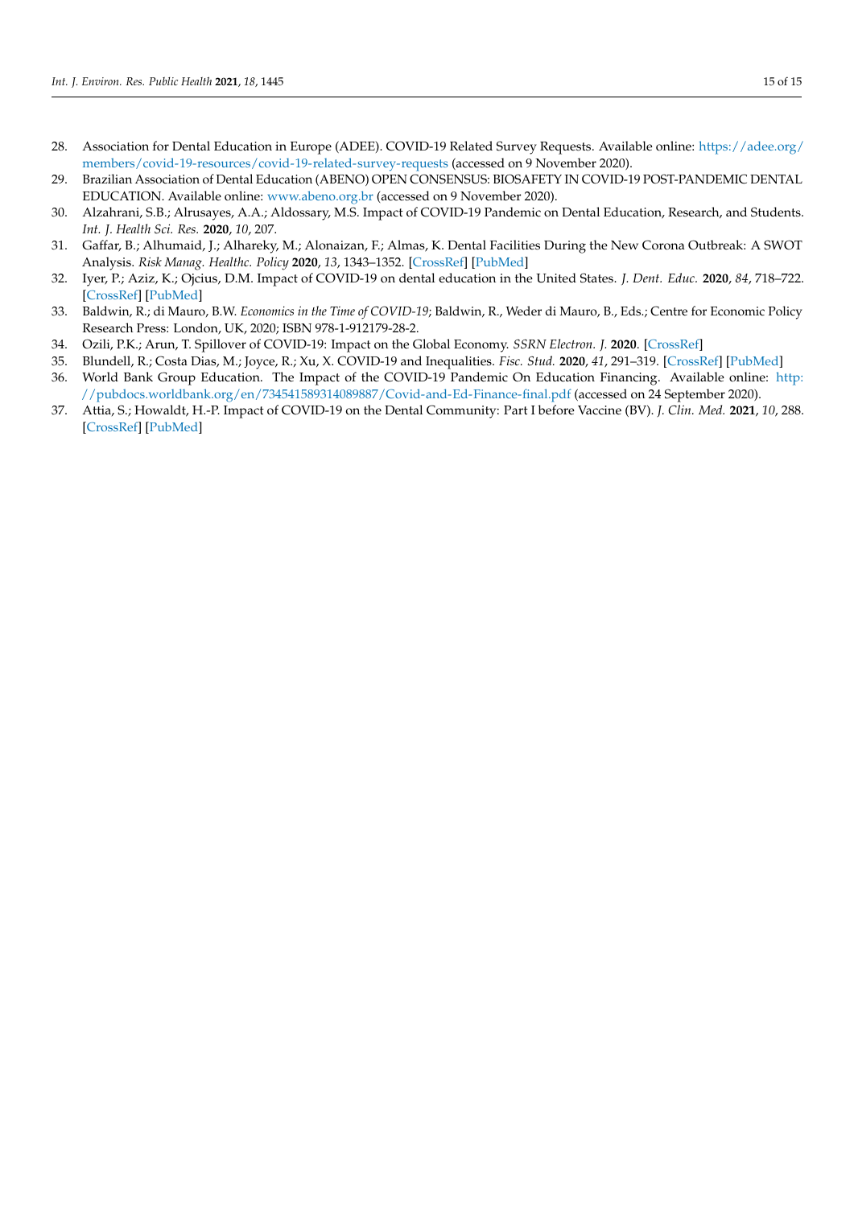28. Association for Dental Education in Europe (ADEE). COVID-19 Related Survey Requests. Available online: https://adee.org/members/covid-19-resources/covid-19-related-survey-requests (accessed on 9 November 2020).
29. Brazilian Association of Dental Education (ABENO) OPEN CONSENSUS: BIOSAFETY IN COVID-19 POST-PANDEMIC DENTAL EDUCATION. Available online: www.abeno.org.br (accessed on 9 November 2020).
30. Alzahrani, S.B.; Alrusayes, A.A.; Aldossary, M.S. Impact of COVID-19 Pandemic on Dental Education, Research, and Students. *Int. J. Health Sci. Res.* **2020**, *10*, 207.
31. Gaffar, B.; Alhumaid, J.; Alhareky, M.; Alonaizan, F.; Almas, K. Dental Facilities During the New Corona Outbreak: A SWOT Analysis. *Risk Manag. Healthc. Policy* **2020**, *13*, 1343–1352. [CrossRef] [PubMed]
32. Iyer, P.; Aziz, K.; Ojcius, D.M. Impact of COVID-19 on dental education in the United States. *J. Dent. Educ.* **2020**, *84*, 718–722. [CrossRef] [PubMed]
33. Baldwin, R.; di Mauro, B.W. *Economics in the Time of COVID-19*; Baldwin, R., Weder di Mauro, B., Eds.; Centre for Economic Policy Research Press: London, UK, 2020; ISBN 978-1-912179-28-2.
34. Ozili, P.K.; Arun, T. Spillover of COVID-19: Impact on the Global Economy. *SSRN Electron. J.* **2020**. [CrossRef]
35. Blundell, R.; Costa Dias, M.; Joyce, R.; Xu, X. COVID-19 and Inequalities. *Fisc. Stud.* **2020**, *41*, 291–319. [CrossRef] [PubMed]
36. World Bank Group Education. The Impact of the COVID-19 Pandemic On Education Financing. Available online: http://pubdocs.worldbank.org/en/734541589314089887/Covid-and-Ed-Finance-final.pdf (accessed on 24 September 2020).
37. Attia, S.; Howaldt, H.-P. Impact of COVID-19 on the Dental Community: Part I before Vaccine (BV). *J. Clin. Med.* **2021**, *10*, 288. [CrossRef] [PubMed]